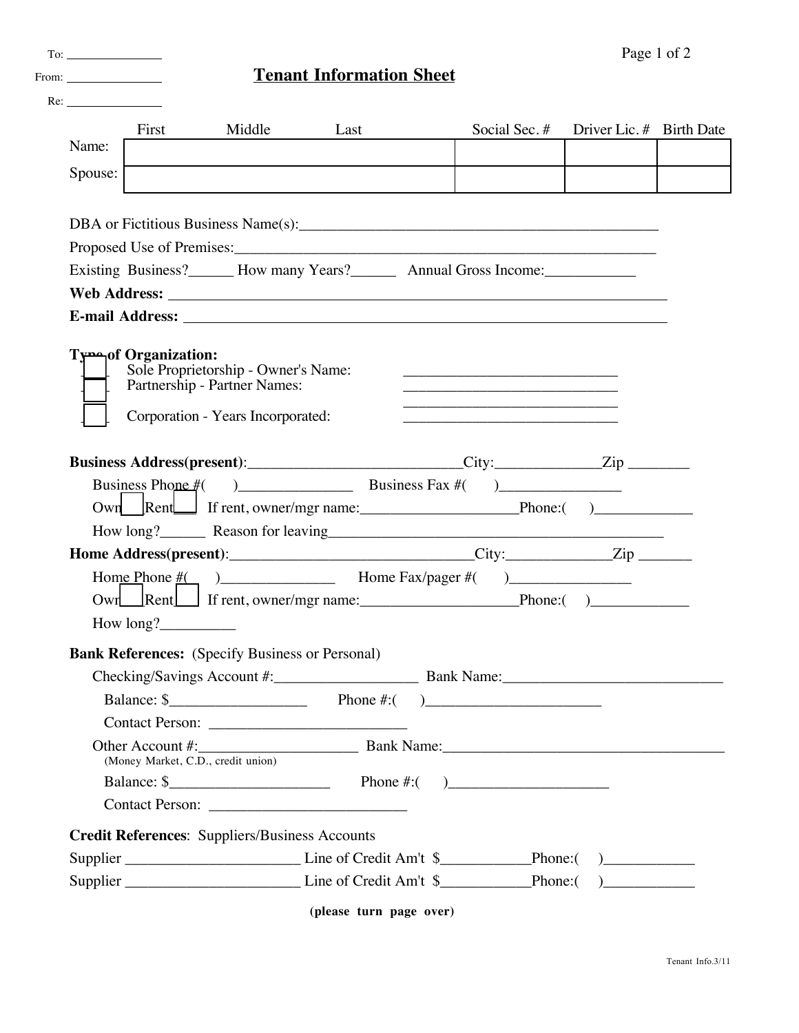To: _______________

From: _______________

Re: _______________

# Tenant Information Sheet

| | First Middle Last | Social Sec. # | Driver Lic. # | Birth Date |
|---|---|---|---|---|
| Name: | | | | |
| Spouse: | | | | |

DBA or Fictitious Business Name(s):_______________________________________________

Proposed Use of Premises:______________________________________________________

Existing Business?______ How many Years?______ Annual Gross Income:____________

**Web Address:** _______________________________________________________________

**E-mail Address:** _____________________________________________________________

**Type of Organization:**

- [ ] Sole Proprietorship - Owner's Name: ____________________________
- [ ] Partnership - Partner Names: ____________________________ ____________________________
- [ ] Corporation - Years Incorporated: ____________________________

**Business Address(present)**:____________________________City:_____________Zip ________

Business Phone #(     )_______________ Business Fax #(     )________________

Own [ ] Rent [ ] If rent, owner/mgr name:____________________Phone:(     )_____________

How long?______ Reason for leaving____________________________________________

**Home Address(present)**:_______________________________City:_____________Zip _______

Home Phone #(     )_______________ Home Fax/pager #(     )________________

Own [ ] Rent [ ] If rent, owner/mgr name:____________________Phone:(     )____________

How long?__________

**Bank References:** (Specify Business or Personal)

Checking/Savings Account #:___________________ Bank Name:____________________________

Balance: $__________________ Phone #:(     )_______________________

Contact Person: __________________________

Other Account #:____________________ Bank Name:_____________________________________
(Money Market, C.D., credit union)

Balance: $_____________________ Phone #:(     )_____________________

Contact Person: __________________________

**Credit References**: Suppliers/Business Accounts

Supplier _______________________ Line of Credit Am't $___________Phone:(     )____________

Supplier _______________________ Line of Credit Am't $___________Phone:(     )____________

**(please turn page over)**

Tenant Info.3/11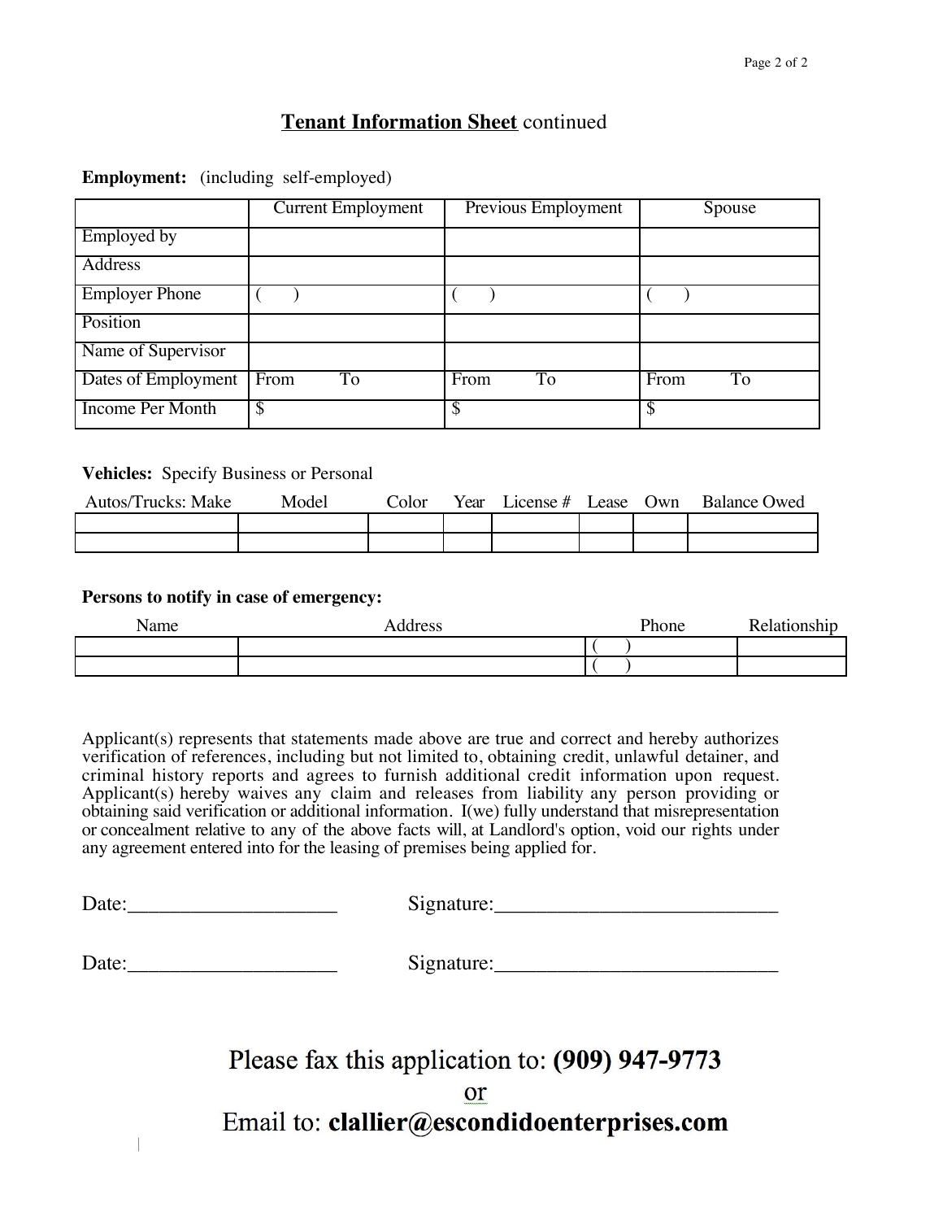## **Tenant Information Sheet** continued

**Employment:** (including self-employed)

| | Current Employment | Previous Employment | Spouse |
|---|---|---|---|
| Employed by | | | |
| Address | | | |
| Employer Phone | ( ) | ( ) | ( ) |
| Position | | | |
| Name of Supervisor | | | |
| Dates of Employment | From To | From To | From To |
| Income Per Month | $ | $ | $ |

**Vehicles:** Specify Business or Personal

| Autos/Trucks: Make | Model | Color | Year | License # | Lease | Own | Balance Owed |
|---|---|---|---|---|---|---|---|
| | | | | | | | |
| | | | | | | | |

**Persons to notify in case of emergency:**

| Name | Address | Phone | Relationship |
|---|---|---|---|
| | | ( ) | |
| | | ( ) | |

Applicant(s) represents that statements made above are true and correct and hereby authorizes verification of references, including but not limited to, obtaining credit, unlawful detainer, and criminal history reports and agrees to furnish additional credit information upon request. Applicant(s) hereby waives any claim and releases from liability any person providing or obtaining said verification or additional information. I(we) fully understand that misrepresentation or concealment relative to any of the above facts will, at Landlord's option, void our rights under any agreement entered into for the leasing of premises being applied for.

Date:____________________ Signature:___________________________

Date:____________________ Signature:___________________________

Please fax this application to: **(909) 947-9773**

or

Email to: **clallier@escondidoenterprises.com**